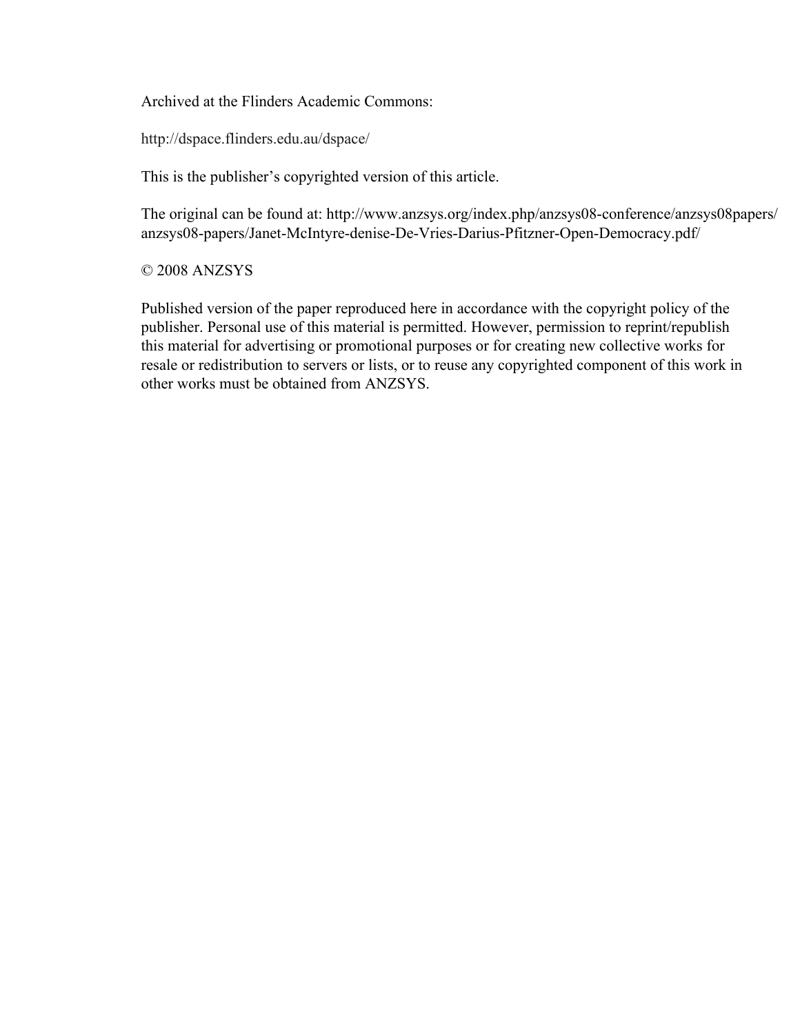Archived at the Flinders Academic Commons:

http://dspace.flinders.edu.au/dspace/

This is the publisher's copyrighted version of this article.

The original can be found at: http://www.anzsys.org/index.php/anzsys08-conference/anzsys08papers/anzsys08-papers/Janet-McIntyre-denise-De-Vries-Darius-Pfitzner-Open-Democracy.pdf/

© 2008 ANZSYS

Published version of the paper reproduced here in accordance with the copyright policy of the publisher. Personal use of this material is permitted. However, permission to reprint/republish this material for advertising or promotional purposes or for creating new collective works for resale or redistribution to servers or lists, or to reuse any copyrighted component of this work in other works must be obtained from ANZSYS.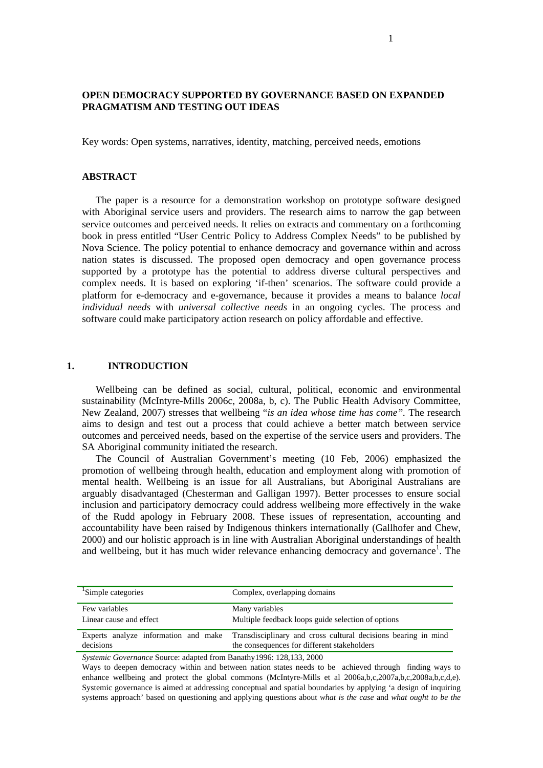**OPEN DEMOCRACY SUPPORTED BY GOVERNANCE BASED ON EXPANDED PRAGMATISM AND TESTING OUT IDEAS**

Key words: Open systems, narratives, identity, matching, perceived needs, emotions

## ABSTRACT

The paper is a resource for a demonstration workshop on prototype software designed with Aboriginal service users and providers. The research aims to narrow the gap between service outcomes and perceived needs. It relies on extracts and commentary on a forthcoming book in press entitled "User Centric Policy to Address Complex Needs" to be published by Nova Science. The policy potential to enhance democracy and governance within and across nation states is discussed. The proposed open democracy and open governance process supported by a prototype has the potential to address diverse cultural perspectives and complex needs. It is based on exploring 'if-then' scenarios. The software could provide a platform for e-democracy and e-governance, because it provides a means to balance *local individual needs* with *universal collective needs* in an ongoing cycles. The process and software could make participatory action research on policy affordable and effective.

## 1. INTRODUCTION

Wellbeing can be defined as social, cultural, political, economic and environmental sustainability (McIntyre-Mills 2006c, 2008a, b, c). The Public Health Advisory Committee, New Zealand, 2007) stresses that wellbeing "*is an idea whose time has come".* The research aims to design and test out a process that could achieve a better match between service outcomes and perceived needs, based on the expertise of the service users and providers. The SA Aboriginal community initiated the research.

The Council of Australian Government's meeting (10 Feb, 2006) emphasized the promotion of wellbeing through health, education and employment along with promotion of mental health. Wellbeing is an issue for all Australians, but Aboriginal Australians are arguably disadvantaged (Chesterman and Galligan 1997). Better processes to ensure social inclusion and participatory democracy could address wellbeing more effectively in the wake of the Rudd apology in February 2008. These issues of representation, accounting and accountability have been raised by Indigenous thinkers internationally (Gallhofer and Chew, 2000) and our holistic approach is in line with Australian Aboriginal understandings of health and wellbeing, but it has much wider relevance enhancing democracy and governance[1]. The

| [1]Simple categories | Complex, overlapping domains |
|---|---|
| Few variables<br>Linear cause and effect | Many variables<br>Multiple feedback loops guide selection of options |
| Experts analyze information and make decisions | Transdisciplinary and cross cultural decisions bearing in mind the consequences for different stakeholders |

*Systemic Governance* Source: adapted from Banathy1996: 128,133, 2000

Ways to deepen democracy within and between nation states needs to be achieved through finding ways to enhance wellbeing and protect the global commons (McIntyre-Mills et al 2006a,b,c,2007a,b,c,2008a,b,c,d,e). Systemic governance is aimed at addressing conceptual and spatial boundaries by applying 'a design of inquiring systems approach' based on questioning and applying questions about *what is the case* and *what ought to be the*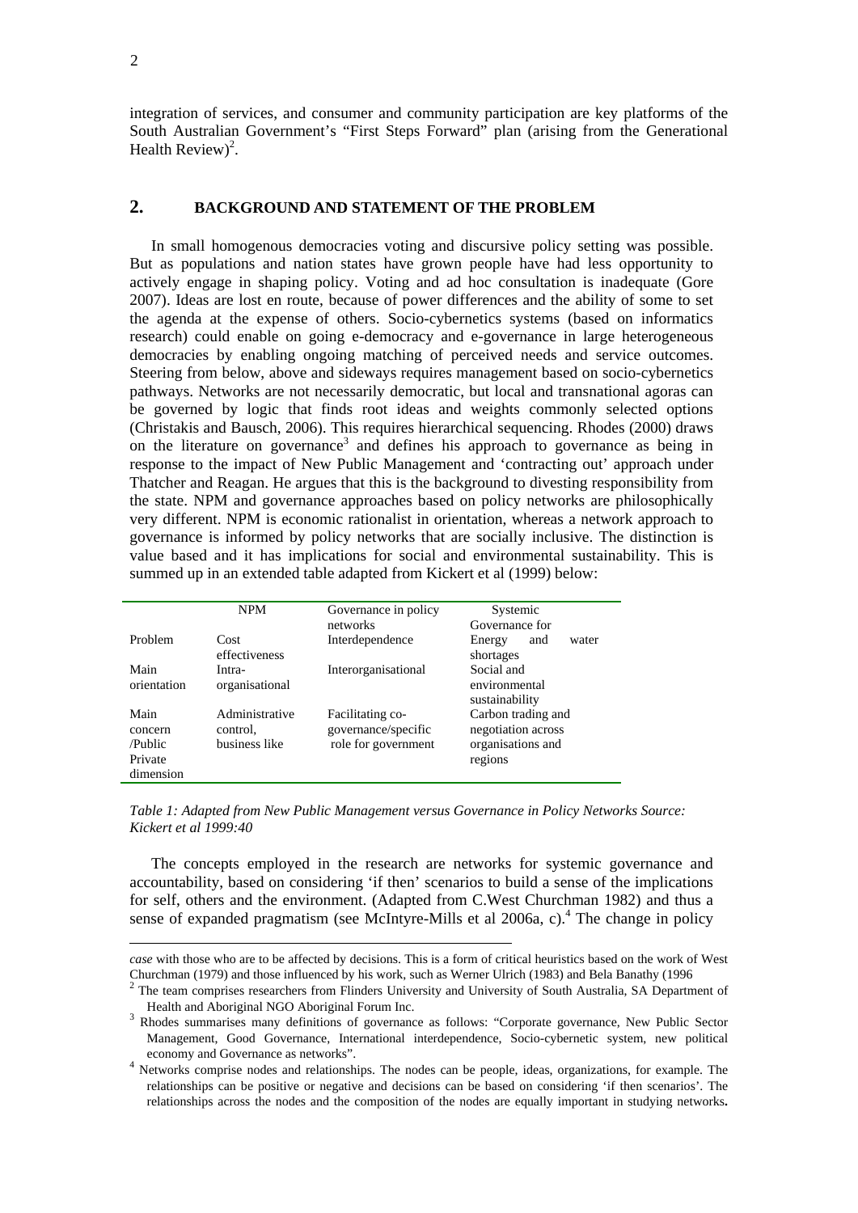integration of services, and consumer and community participation are key platforms of the South Australian Government's "First Steps Forward" plan (arising from the Generational Health Review)[2].

## 2. BACKGROUND AND STATEMENT OF THE PROBLEM

In small homogenous democracies voting and discursive policy setting was possible. But as populations and nation states have grown people have had less opportunity to actively engage in shaping policy. Voting and ad hoc consultation is inadequate (Gore 2007). Ideas are lost en route, because of power differences and the ability of some to set the agenda at the expense of others. Socio-cybernetics systems (based on informatics research) could enable on going e-democracy and e-governance in large heterogeneous democracies by enabling ongoing matching of perceived needs and service outcomes. Steering from below, above and sideways requires management based on socio-cybernetics pathways. Networks are not necessarily democratic, but local and transnational agoras can be governed by logic that finds root ideas and weights commonly selected options (Christakis and Bausch, 2006). This requires hierarchical sequencing. Rhodes (2000) draws on the literature on governance[3] and defines his approach to governance as being in response to the impact of New Public Management and 'contracting out' approach under Thatcher and Reagan. He argues that this is the background to divesting responsibility from the state. NPM and governance approaches based on policy networks are philosophically very different. NPM is economic rationalist in orientation, whereas a network approach to governance is informed by policy networks that are socially inclusive. The distinction is value based and it has implications for social and environmental sustainability. This is summed up in an extended table adapted from Kickert et al (1999) below:

| | NPM | Governance in policy networks | Systemic Governance for |
|---|---|---|---|
| Problem | Cost effectiveness | Interdependence | Energy and water shortages |
| Main orientation | Intra-organisational | Interorganisational | Social and environmental sustainability |
| Main concern /Public Private dimension | Administrative control, business like | Facilitating co-governance/specific role for government | Carbon trading and negotiation across organisations and regions |

*Table 1: Adapted from New Public Management versus Governance in Policy Networks Source: Kickert et al 1999:40*

The concepts employed in the research are networks for systemic governance and accountability, based on considering 'if then' scenarios to build a sense of the implications for self, others and the environment. (Adapted from C.West Churchman 1982) and thus a sense of expanded pragmatism (see McIntyre-Mills et al 2006a, c).[4] The change in policy

---

*case* with those who are to be affected by decisions. This is a form of critical heuristics based on the work of West Churchman (1979) and those influenced by his work, such as Werner Ulrich (1983) and Bela Banathy (1996

[2] The team comprises researchers from Flinders University and University of South Australia, SA Department of Health and Aboriginal NGO Aboriginal Forum Inc.

[3] Rhodes summarises many definitions of governance as follows: "Corporate governance, New Public Sector Management, Good Governance, International interdependence, Socio-cybernetic system, new political economy and Governance as networks".

[4] Networks comprise nodes and relationships. The nodes can be people, ideas, organizations, for example. The relationships can be positive or negative and decisions can be based on considering 'if then scenarios'. The relationships across the nodes and the composition of the nodes are equally important in studying networks**.**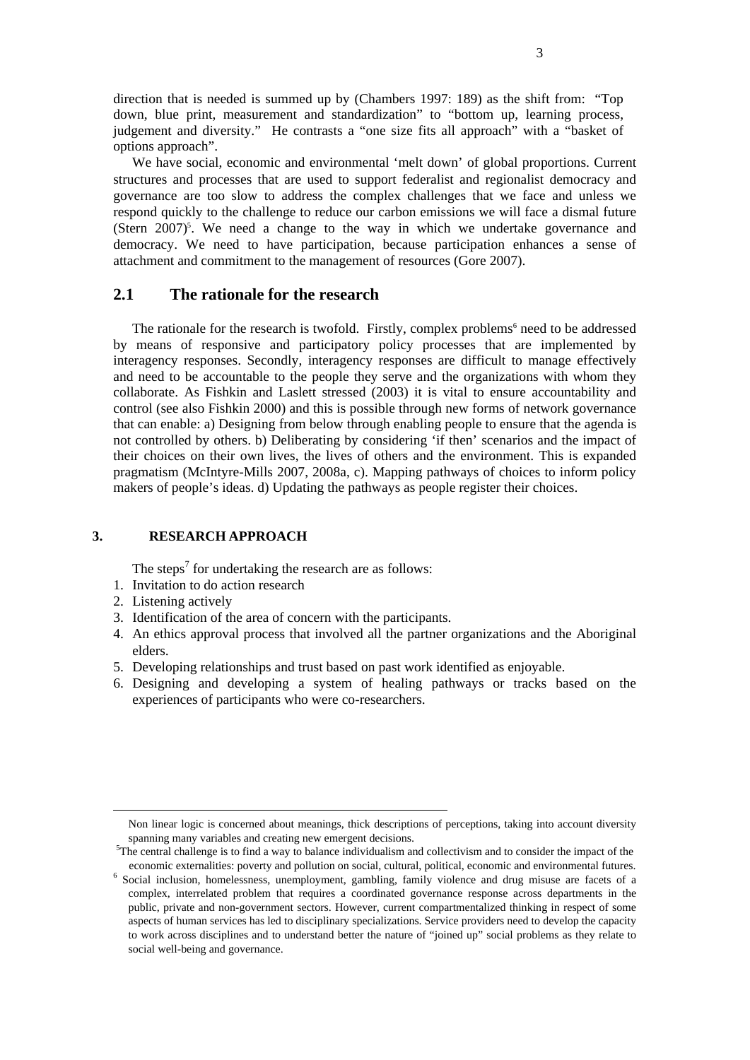direction that is needed is summed up by (Chambers 1997: 189) as the shift from: "Top down, blue print, measurement and standardization" to "bottom up, learning process, judgement and diversity." He contrasts a "one size fits all approach" with a "basket of options approach".

We have social, economic and environmental 'melt down' of global proportions. Current structures and processes that are used to support federalist and regionalist democracy and governance are too slow to address the complex challenges that we face and unless we respond quickly to the challenge to reduce our carbon emissions we will face a dismal future (Stern 2007)[5]. We need a change to the way in which we undertake governance and democracy. We need to have participation, because participation enhances a sense of attachment and commitment to the management of resources (Gore 2007).

## 2.1 The rationale for the research

The rationale for the research is twofold. Firstly, complex problems[6] need to be addressed by means of responsive and participatory policy processes that are implemented by interagency responses. Secondly, interagency responses are difficult to manage effectively and need to be accountable to the people they serve and the organizations with whom they collaborate. As Fishkin and Laslett stressed (2003) it is vital to ensure accountability and control (see also Fishkin 2000) and this is possible through new forms of network governance that can enable: a) Designing from below through enabling people to ensure that the agenda is not controlled by others. b) Deliberating by considering 'if then' scenarios and the impact of their choices on their own lives, the lives of others and the environment. This is expanded pragmatism (McIntyre-Mills 2007, 2008a, c). Mapping pathways of choices to inform policy makers of people's ideas. d) Updating the pathways as people register their choices.

# 3. RESEARCH APPROACH

The steps[7] for undertaking the research are as follows:

1. Invitation to do action research
2. Listening actively
3. Identification of the area of concern with the participants.
4. An ethics approval process that involved all the partner organizations and the Aboriginal elders.
5. Developing relationships and trust based on past work identified as enjoyable.
6. Designing and developing a system of healing pathways or tracks based on the experiences of participants who were co-researchers.

---

Non linear logic is concerned about meanings, thick descriptions of perceptions, taking into account diversity spanning many variables and creating new emergent decisions.

[5] The central challenge is to find a way to balance individualism and collectivism and to consider the impact of the economic externalities: poverty and pollution on social, cultural, political, economic and environmental futures.

[6] Social inclusion, homelessness, unemployment, gambling, family violence and drug misuse are facets of a complex, interrelated problem that requires a coordinated governance response across departments in the public, private and non-government sectors. However, current compartmentalized thinking in respect of some aspects of human services has led to disciplinary specializations. Service providers need to develop the capacity to work across disciplines and to understand better the nature of "joined up" social problems as they relate to social well-being and governance.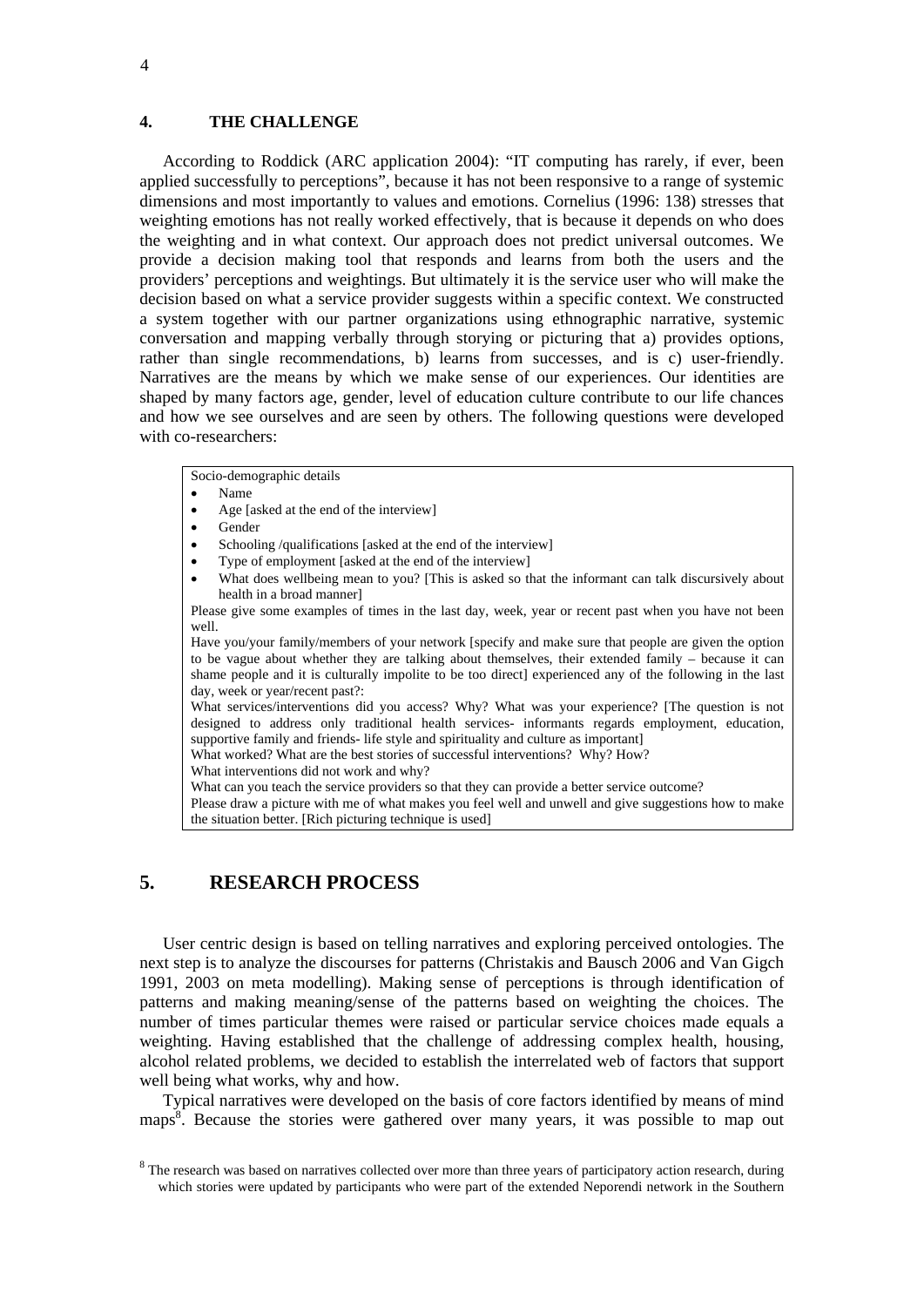## 4. THE CHALLENGE

According to Roddick (ARC application 2004): "IT computing has rarely, if ever, been applied successfully to perceptions", because it has not been responsive to a range of systemic dimensions and most importantly to values and emotions. Cornelius (1996: 138) stresses that weighting emotions has not really worked effectively, that is because it depends on who does the weighting and in what context. Our approach does not predict universal outcomes. We provide a decision making tool that responds and learns from both the users and the providers' perceptions and weightings. But ultimately it is the service user who will make the decision based on what a service provider suggests within a specific context. We constructed a system together with our partner organizations using ethnographic narrative, systemic conversation and mapping verbally through storying or picturing that a) provides options, rather than single recommendations, b) learns from successes, and is c) user-friendly. Narratives are the means by which we make sense of our experiences. Our identities are shaped by many factors age, gender, level of education culture contribute to our life chances and how we see ourselves and are seen by others. The following questions were developed with co-researchers:

> Socio-demographic details
>
> - Name
> - Age [asked at the end of the interview]
> - Gender
> - Schooling /qualifications [asked at the end of the interview]
> - Type of employment [asked at the end of the interview]
> - What does wellbeing mean to you? [This is asked so that the informant can talk discursively about health in a broad manner]
>
> Please give some examples of times in the last day, week, year or recent past when you have not been well.
>
> Have you/your family/members of your network [specify and make sure that people are given the option to be vague about whether they are talking about themselves, their extended family – because it can shame people and it is culturally impolite to be too direct] experienced any of the following in the last day, week or year/recent past?:
>
> What services/interventions did you access? Why? What was your experience? [The question is not designed to address only traditional health services- informants regards employment, education, supportive family and friends- life style and spirituality and culture as important]
>
> What worked? What are the best stories of successful interventions? Why? How?
>
> What interventions did not work and why?
>
> What can you teach the service providers so that they can provide a better service outcome?
>
> Please draw a picture with me of what makes you feel well and unwell and give suggestions how to make the situation better. [Rich picturing technique is used]

## 5. RESEARCH PROCESS

User centric design is based on telling narratives and exploring perceived ontologies. The next step is to analyze the discourses for patterns (Christakis and Bausch 2006 and Van Gigch 1991, 2003 on meta modelling). Making sense of perceptions is through identification of patterns and making meaning/sense of the patterns based on weighting the choices. The number of times particular themes were raised or particular service choices made equals a weighting. Having established that the challenge of addressing complex health, housing, alcohol related problems, we decided to establish the interrelated web of factors that support well being what works, why and how.

Typical narratives were developed on the basis of core factors identified by means of mind maps[8]. Because the stories were gathered over many years, it was possible to map out

[8] The research was based on narratives collected over more than three years of participatory action research, during which stories were updated by participants who were part of the extended Neporendi network in the Southern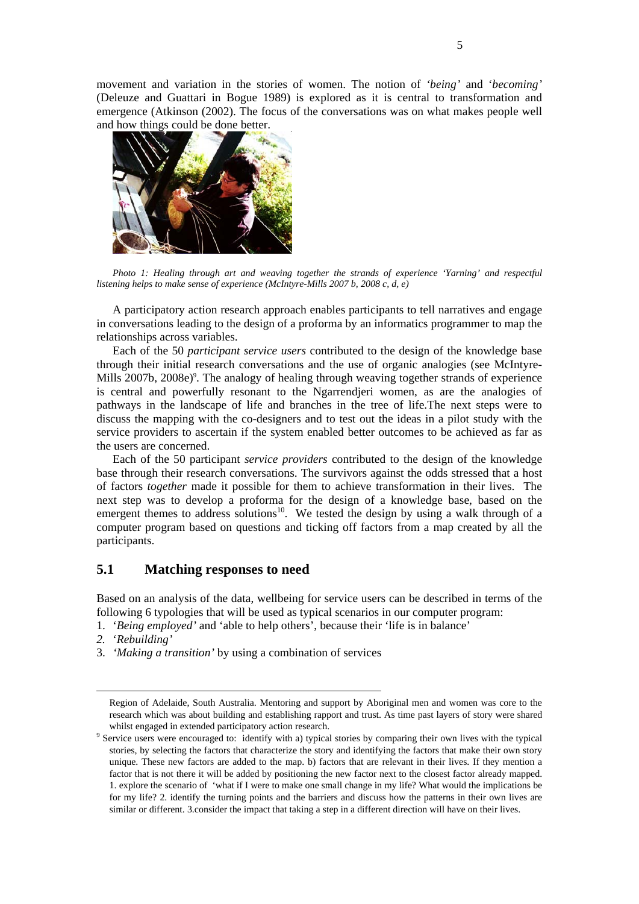movement and variation in the stories of women. The notion of *'being'* and *'becoming'* (Deleuze and Guattari in Bogue 1989) is explored as it is central to transformation and emergence (Atkinson (2002). The focus of the conversations was on what makes people well and how things could be done better.

*Photo 1: Healing through art and weaving together the strands of experience 'Yarning' and respectful listening helps to make sense of experience (McIntyre-Mills 2007 b, 2008 c, d, e)*

A participatory action research approach enables participants to tell narratives and engage in conversations leading to the design of a proforma by an informatics programmer to map the relationships across variables.

Each of the 50 *participant service users* contributed to the design of the knowledge base through their initial research conversations and the use of organic analogies (see McIntyre-Mills 2007b, 2008e)[9]. The analogy of healing through weaving together strands of experience is central and powerfully resonant to the Ngarrendjeri women, as are the analogies of pathways in the landscape of life and branches in the tree of life.The next steps were to discuss the mapping with the co-designers and to test out the ideas in a pilot study with the service providers to ascertain if the system enabled better outcomes to be achieved as far as the users are concerned.

Each of the 50 participant *service providers* contributed to the design of the knowledge base through their research conversations. The survivors against the odds stressed that a host of factors *together* made it possible for them to achieve transformation in their lives. The next step was to develop a proforma for the design of a knowledge base, based on the emergent themes to address solutions[10]. We tested the design by using a walk through of a computer program based on questions and ticking off factors from a map created by all the participants.

## 5.1 Matching responses to need

Based on an analysis of the data, wellbeing for service users can be described in terms of the following 6 typologies that will be used as typical scenarios in our computer program:

1. '*Being employed'* and 'able to help others', because their 'life is in balance'
2. '*Rebuilding'*
3. *'Making a transition'* by using a combination of services

---

Region of Adelaide, South Australia. Mentoring and support by Aboriginal men and women was core to the research which was about building and establishing rapport and trust. As time past layers of story were shared whilst engaged in extended participatory action research.

[9] Service users were encouraged to: identify with a) typical stories by comparing their own lives with the typical stories, by selecting the factors that characterize the story and identifying the factors that make their own story unique. These new factors are added to the map. b) factors that are relevant in their lives. If they mention a factor that is not there it will be added by positioning the new factor next to the closest factor already mapped. 1. explore the scenario of 'what if I were to make one small change in my life? What would the implications be for my life? 2. identify the turning points and the barriers and discuss how the patterns in their own lives are similar or different. 3.consider the impact that taking a step in a different direction will have on their lives.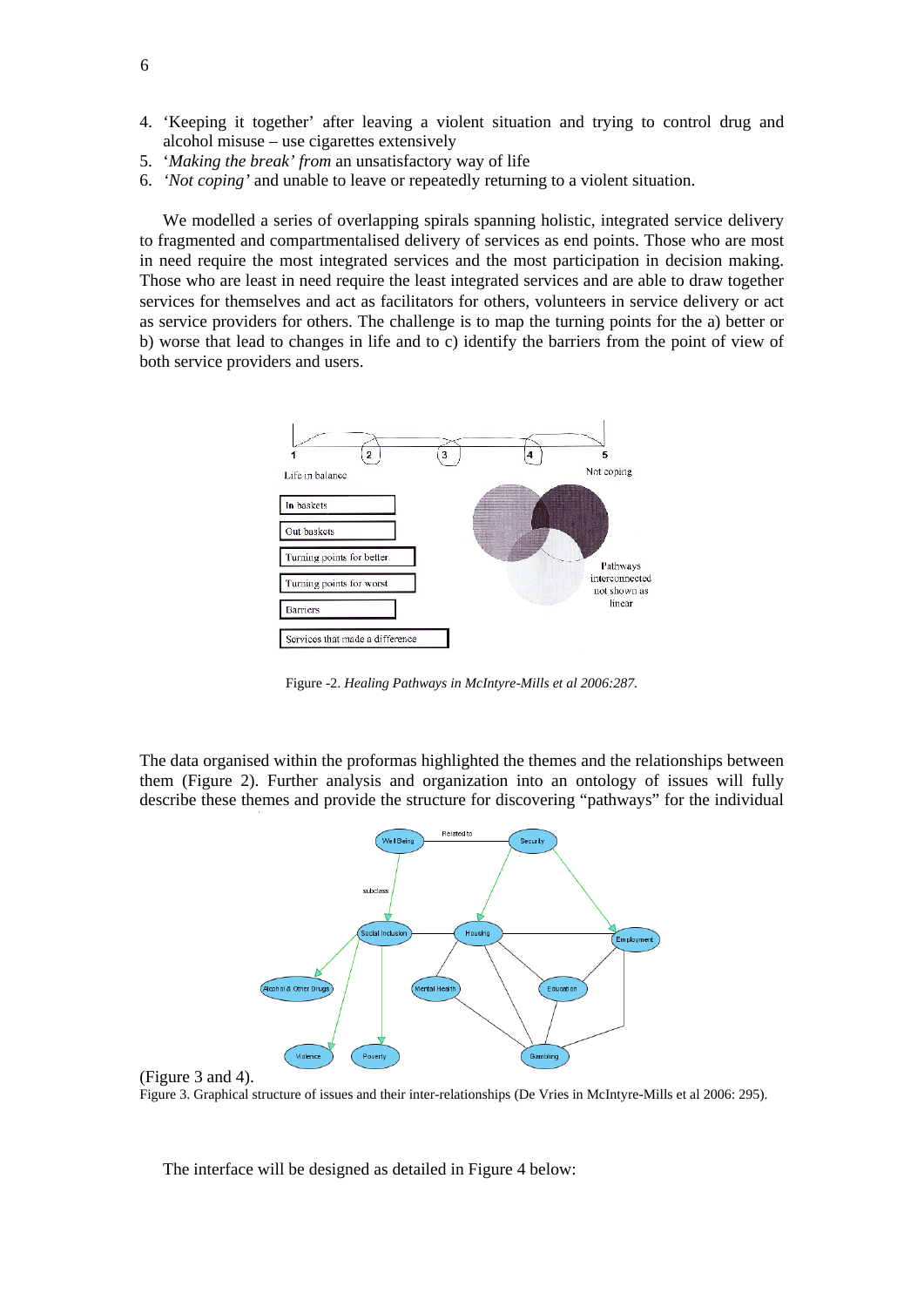4. 'Keeping it together' after leaving a violent situation and trying to control drug and alcohol misuse – use cigarettes extensively
5. '*Making the break' from* an unsatisfactory way of life
6. *'Not coping'* and unable to leave or repeatedly returning to a violent situation.

We modelled a series of overlapping spirals spanning holistic, integrated service delivery to fragmented and compartmentalised delivery of services as end points. Those who are most in need require the most integrated services and the most participation in decision making. Those who are least in need require the least integrated services and are able to draw together services for themselves and act as facilitators for others, volunteers in service delivery or act as service providers for others. The challenge is to map the turning points for the a) better or b) worse that lead to changes in life and to c) identify the barriers from the point of view of both service providers and users.

Figure -2. *Healing Pathways in McIntyre-Mills et al 2006:287.*

The data organised within the proformas highlighted the themes and the relationships between them (Figure 2). Further analysis and organization into an ontology of issues will fully describe these themes and provide the structure for discovering "pathways" for the individual (Figure 3 and 4).

Figure 3. Graphical structure of issues and their inter-relationships (De Vries in McIntyre-Mills et al 2006: 295).

The interface will be designed as detailed in Figure 4 below: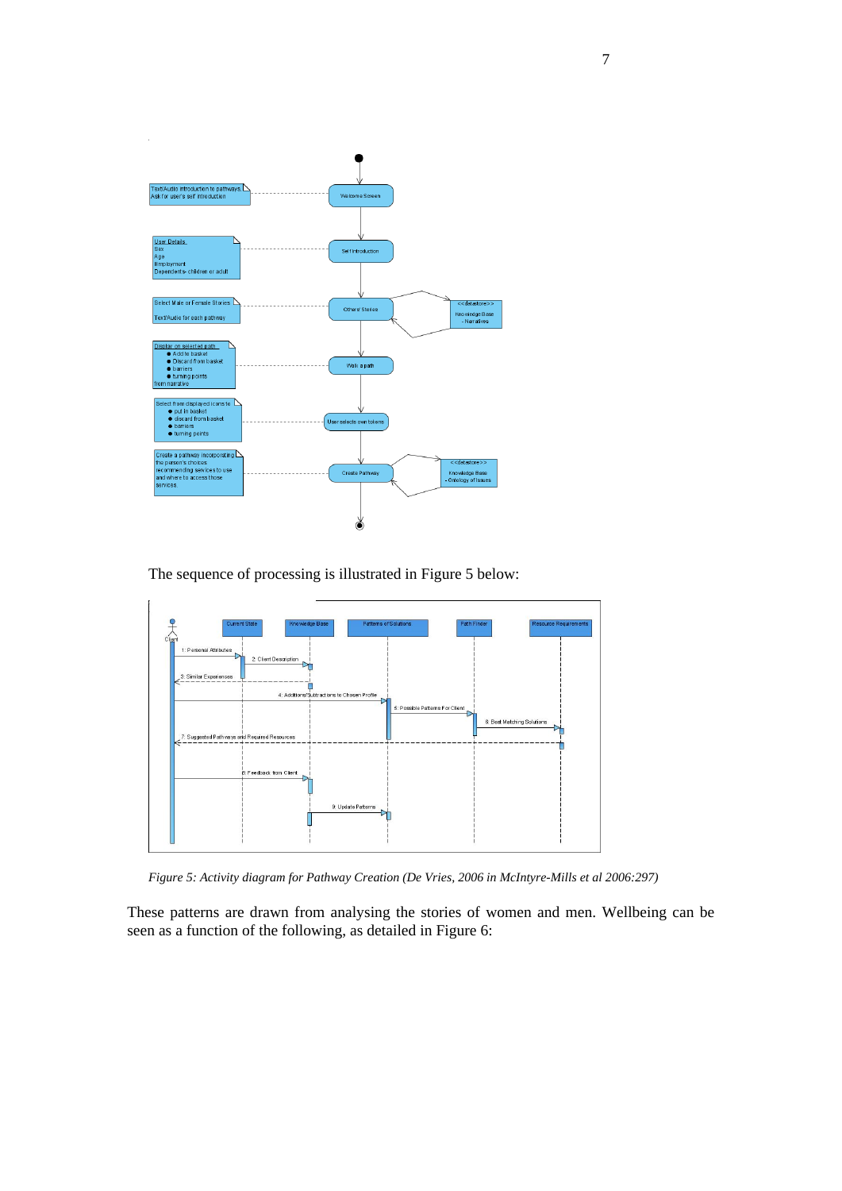The sequence of processing is illustrated in Figure 5 below:

*Figure 5: Activity diagram for Pathway Creation (De Vries, 2006 in McIntyre-Mills et al 2006:297)*

These patterns are drawn from analysing the stories of women and men. Wellbeing can be seen as a function of the following, as detailed in Figure 6: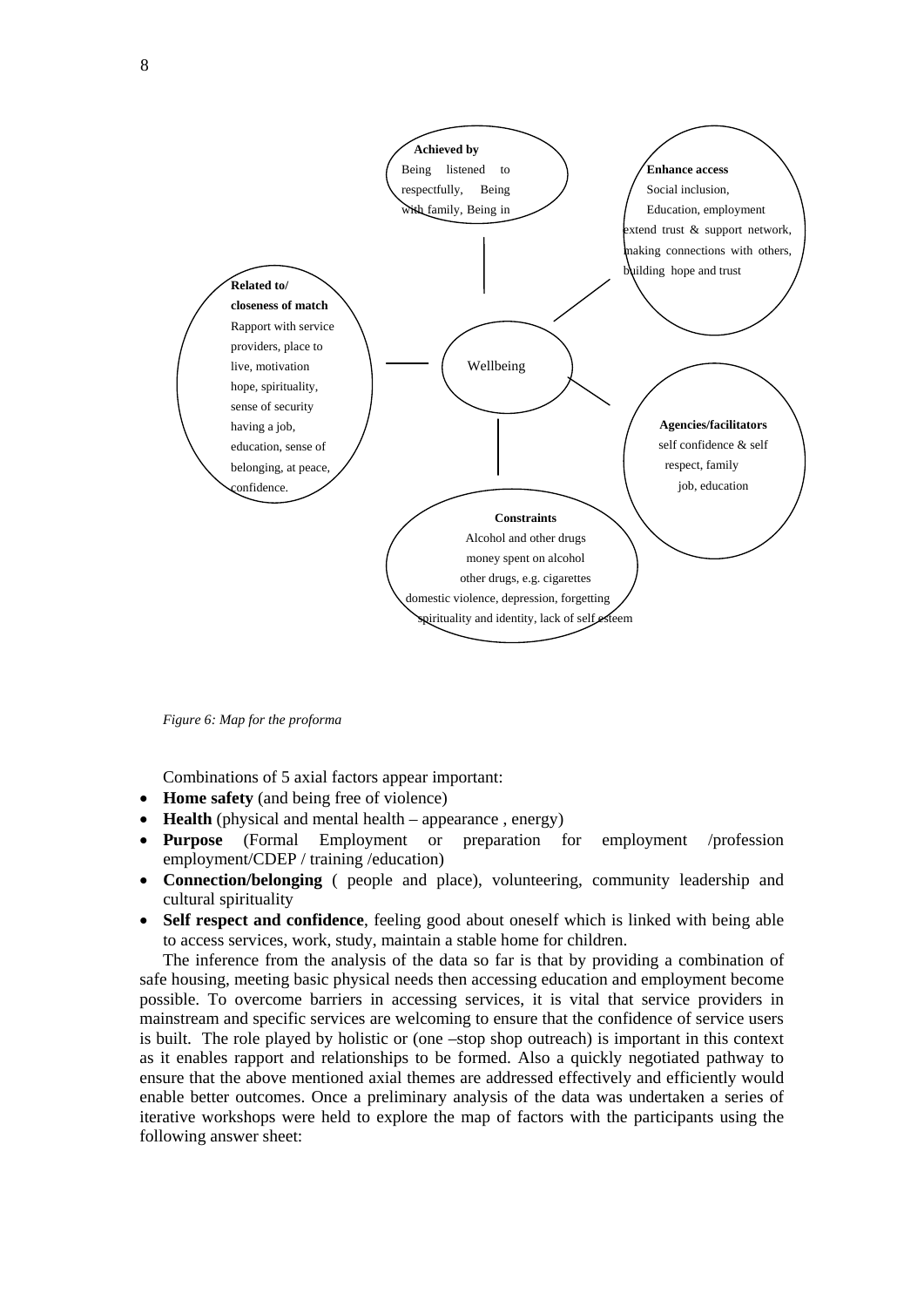**Achieved by**
Being listened to respectfully, Being with family, Being in

**Enhance access**
Social inclusion, Education, employment extend trust & support network, making connections with others, building hope and trust

**Related to/ closeness of match**
Rapport with service providers, place to live, motivation hope, spirituality, sense of security having a job, education, sense of belonging, at peace, confidence.

Wellbeing

**Agencies/facilitators**
self confidence & self respect, family job, education

**Constraints**
Alcohol and other drugs money spent on alcohol other drugs, e.g. cigarettes domestic violence, depression, forgetting spirituality and identity, lack of self esteem

*Figure 6: Map for the proforma*

Combinations of 5 axial factors appear important:

- **Home safety** (and being free of violence)
- **Health** (physical and mental health – appearance , energy)
- **Purpose** (Formal Employment or preparation for employment /profession employment/CDEP / training /education)
- **Connection/belonging** ( people and place), volunteering, community leadership and cultural spirituality
- **Self respect and confidence**, feeling good about oneself which is linked with being able to access services, work, study, maintain a stable home for children.

The inference from the analysis of the data so far is that by providing a combination of safe housing, meeting basic physical needs then accessing education and employment become possible. To overcome barriers in accessing services, it is vital that service providers in mainstream and specific services are welcoming to ensure that the confidence of service users is built. The role played by holistic or (one –stop shop outreach) is important in this context as it enables rapport and relationships to be formed. Also a quickly negotiated pathway to ensure that the above mentioned axial themes are addressed effectively and efficiently would enable better outcomes. Once a preliminary analysis of the data was undertaken a series of iterative workshops were held to explore the map of factors with the participants using the following answer sheet: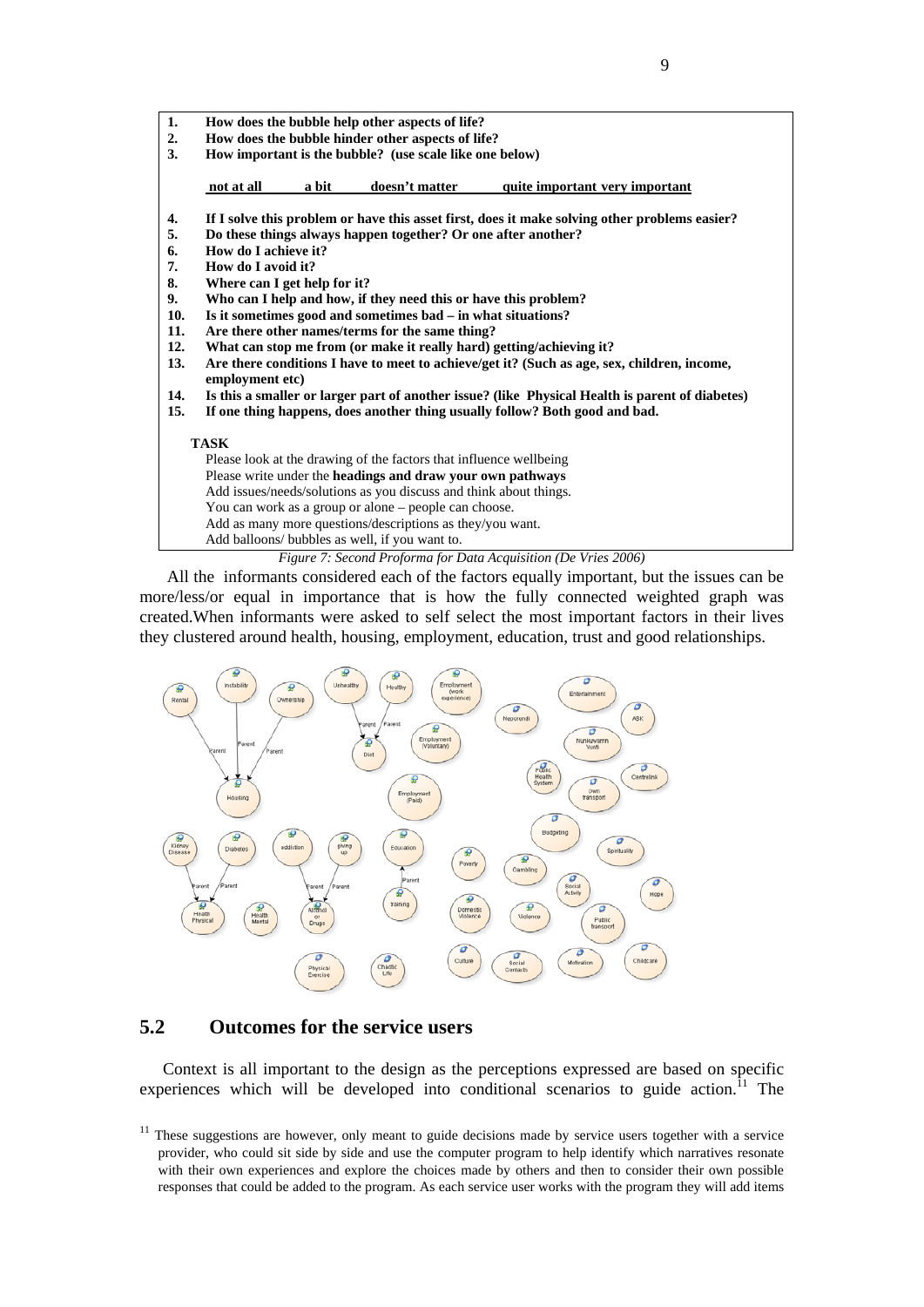1. **How does the bubble help other aspects of life?**
2. **How does the bubble hinder other aspects of life?**
3. **How important is the bubble? (use scale like one below)**

   **not at all a bit doesn't matter quite important very important**

4. **If I solve this problem or have this asset first, does it make solving other problems easier?**
5. **Do these things always happen together? Or one after another?**
6. **How do I achieve it?**
7. **How do I avoid it?**
8. **Where can I get help for it?**
9. **Who can I help and how, if they need this or have this problem?**
10. **Is it sometimes good and sometimes bad – in what situations?**
11. **Are there other names/terms for the same thing?**
12. **What can stop me from (or make it really hard) getting/achieving it?**
13. **Are there conditions I have to meet to achieve/get it? (Such as age, sex, children, income, employment etc)**
14. **Is this a smaller or larger part of another issue? (like Physical Health is parent of diabetes)**
15. **If one thing happens, does another thing usually follow? Both good and bad.**

**TASK**

Please look at the drawing of the factors that influence wellbeing
Please write under the **headings and draw your own pathways**
Add issues/needs/solutions as you discuss and think about things.
You can work as a group or alone – people can choose.
Add as many more questions/descriptions as they/you want.
Add balloons/ bubbles as well, if you want to.

*Figure 7: Second Proforma for Data Acquisition (De Vries 2006)*

All the informants considered each of the factors equally important, but the issues can be more/less/or equal in importance that is how the fully connected weighted graph was created.When informants were asked to self select the most important factors in their lives they clustered around health, housing, employment, education, trust and good relationships.

## 5.2 Outcomes for the service users

Context is all important to the design as the perceptions expressed are based on specific experiences which will be developed into conditional scenarios to guide action.[11] The

[11] These suggestions are however, only meant to guide decisions made by service users together with a service provider, who could sit side by side and use the computer program to help identify which narratives resonate with their own experiences and explore the choices made by others and then to consider their own possible responses that could be added to the program. As each service user works with the program they will add items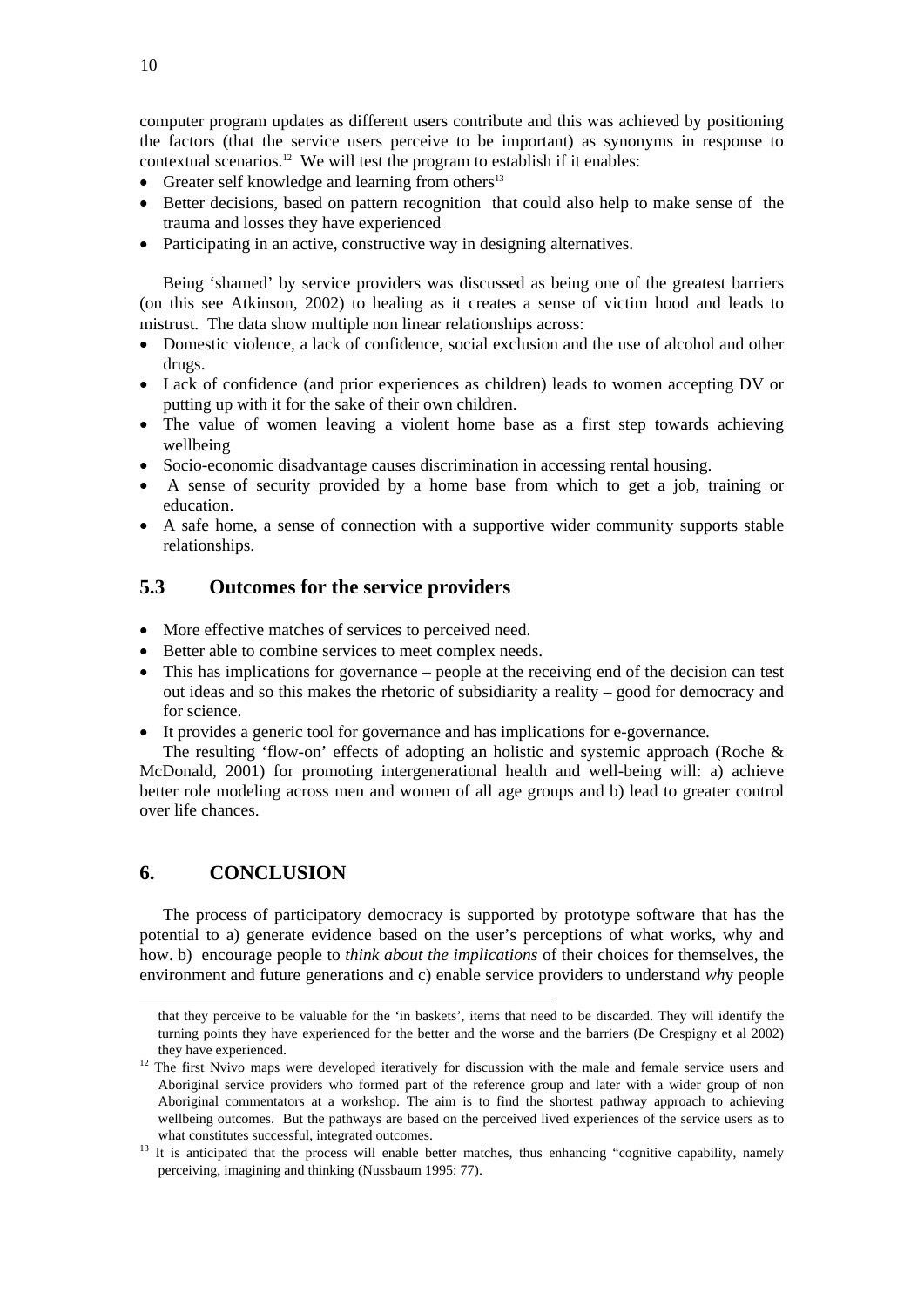computer program updates as different users contribute and this was achieved by positioning the factors (that the service users perceive to be important) as synonyms in response to contextual scenarios.[12] We will test the program to establish if it enables:

- Greater self knowledge and learning from others[13]
- Better decisions, based on pattern recognition that could also help to make sense of the trauma and losses they have experienced
- Participating in an active, constructive way in designing alternatives.

Being 'shamed' by service providers was discussed as being one of the greatest barriers (on this see Atkinson, 2002) to healing as it creates a sense of victim hood and leads to mistrust. The data show multiple non linear relationships across:

- Domestic violence, a lack of confidence, social exclusion and the use of alcohol and other drugs.
- Lack of confidence (and prior experiences as children) leads to women accepting DV or putting up with it for the sake of their own children.
- The value of women leaving a violent home base as a first step towards achieving wellbeing
- Socio-economic disadvantage causes discrimination in accessing rental housing.
- A sense of security provided by a home base from which to get a job, training or education.
- A safe home, a sense of connection with a supportive wider community supports stable relationships.

## 5.3 Outcomes for the service providers

- More effective matches of services to perceived need.
- Better able to combine services to meet complex needs.
- This has implications for governance – people at the receiving end of the decision can test out ideas and so this makes the rhetoric of subsidiarity a reality – good for democracy and for science.
- It provides a generic tool for governance and has implications for e-governance.

The resulting 'flow-on' effects of adopting an holistic and systemic approach (Roche & McDonald, 2001) for promoting intergenerational health and well-being will: a) achieve better role modeling across men and women of all age groups and b) lead to greater control over life chances.

# 6. CONCLUSION

The process of participatory democracy is supported by prototype software that has the potential to a) generate evidence based on the user's perceptions of what works, why and how. b) encourage people to *think about the implications* of their choices for themselves, the environment and future generations and c) enable service providers to understand *wh*y people

---

that they perceive to be valuable for the 'in baskets', items that need to be discarded. They will identify the turning points they have experienced for the better and the worse and the barriers (De Crespigny et al 2002) they have experienced.

[12] The first Nvivo maps were developed iteratively for discussion with the male and female service users and Aboriginal service providers who formed part of the reference group and later with a wider group of non Aboriginal commentators at a workshop. The aim is to find the shortest pathway approach to achieving wellbeing outcomes. But the pathways are based on the perceived lived experiences of the service users as to what constitutes successful, integrated outcomes.

[13] It is anticipated that the process will enable better matches, thus enhancing "cognitive capability, namely perceiving, imagining and thinking (Nussbaum 1995: 77).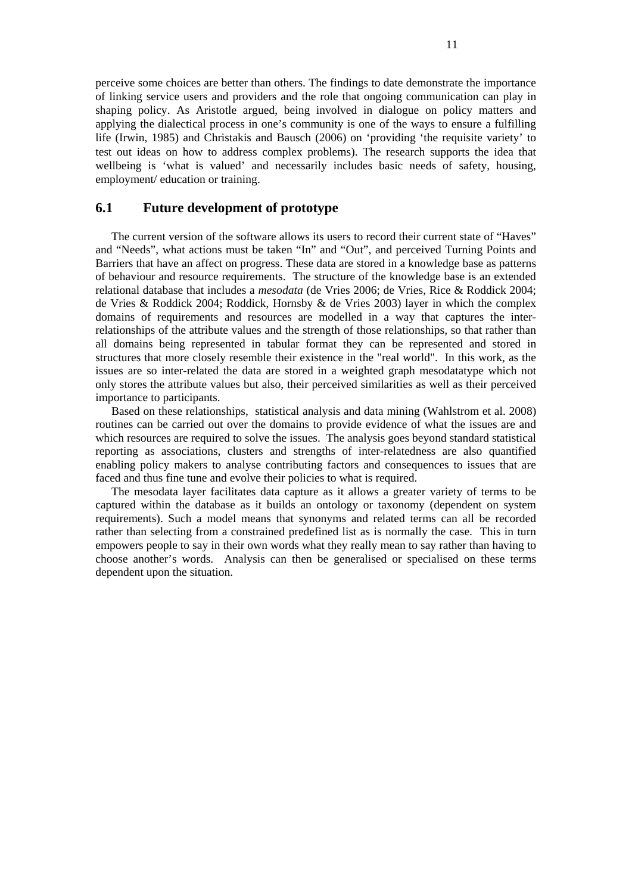perceive some choices are better than others. The findings to date demonstrate the importance of linking service users and providers and the role that ongoing communication can play in shaping policy. As Aristotle argued, being involved in dialogue on policy matters and applying the dialectical process in one's community is one of the ways to ensure a fulfilling life (Irwin, 1985) and Christakis and Bausch (2006) on 'providing 'the requisite variety' to test out ideas on how to address complex problems). The research supports the idea that wellbeing is 'what is valued' and necessarily includes basic needs of safety, housing, employment/ education or training.

## 6.1 Future development of prototype

The current version of the software allows its users to record their current state of "Haves" and "Needs", what actions must be taken "In" and "Out", and perceived Turning Points and Barriers that have an affect on progress. These data are stored in a knowledge base as patterns of behaviour and resource requirements. The structure of the knowledge base is an extended relational database that includes a *mesodata* (de Vries 2006; de Vries, Rice & Roddick 2004; de Vries & Roddick 2004; Roddick, Hornsby & de Vries 2003) layer in which the complex domains of requirements and resources are modelled in a way that captures the inter-relationships of the attribute values and the strength of those relationships, so that rather than all domains being represented in tabular format they can be represented and stored in structures that more closely resemble their existence in the "real world". In this work, as the issues are so inter-related the data are stored in a weighted graph mesodatatype which not only stores the attribute values but also, their perceived similarities as well as their perceived importance to participants.

Based on these relationships, statistical analysis and data mining (Wahlstrom et al. 2008) routines can be carried out over the domains to provide evidence of what the issues are and which resources are required to solve the issues. The analysis goes beyond standard statistical reporting as associations, clusters and strengths of inter-relatedness are also quantified enabling policy makers to analyse contributing factors and consequences to issues that are faced and thus fine tune and evolve their policies to what is required.

The mesodata layer facilitates data capture as it allows a greater variety of terms to be captured within the database as it builds an ontology or taxonomy (dependent on system requirements). Such a model means that synonyms and related terms can all be recorded rather than selecting from a constrained predefined list as is normally the case. This in turn empowers people to say in their own words what they really mean to say rather than having to choose another's words. Analysis can then be generalised or specialised on these terms dependent upon the situation.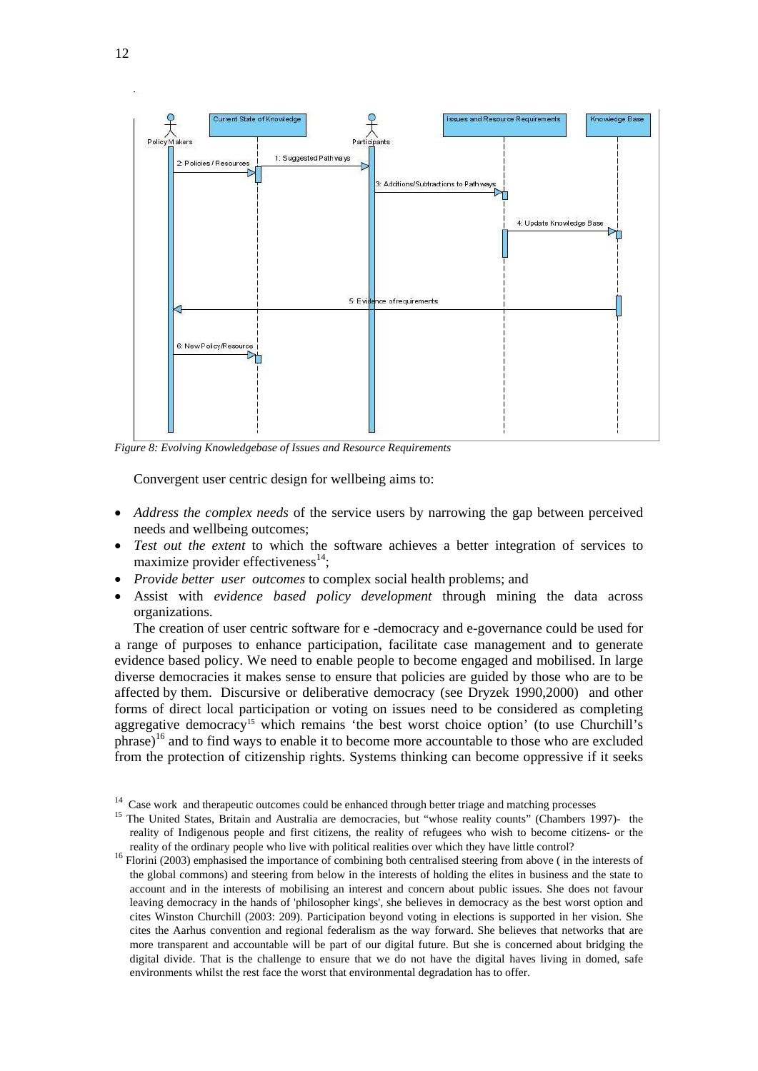*Figure 8: Evolving Knowledgebase of Issues and Resource Requirements*

Convergent user centric design for wellbeing aims to:

- *Address the complex needs* of the service users by narrowing the gap between perceived needs and wellbeing outcomes;
- *Test out the extent* to which the software achieves a better integration of services to maximize provider effectiveness[14];
- *Provide better user outcomes* to complex social health problems; and
- Assist with *evidence based policy development* through mining the data across organizations.

The creation of user centric software for e -democracy and e-governance could be used for a range of purposes to enhance participation, facilitate case management and to generate evidence based policy. We need to enable people to become engaged and mobilised. In large diverse democracies it makes sense to ensure that policies are guided by those who are to be affected by them. Discursive or deliberative democracy (see Dryzek 1990,2000) and other forms of direct local participation or voting on issues need to be considered as completing aggregative democracy[15] which remains 'the best worst choice option' (to use Churchill's phrase)[16] and to find ways to enable it to become more accountable to those who are excluded from the protection of citizenship rights. Systems thinking can become oppressive if it seeks

[14] Case work and therapeutic outcomes could be enhanced through better triage and matching processes

[15] The United States, Britain and Australia are democracies, but "whose reality counts" (Chambers 1997)- the reality of Indigenous people and first citizens, the reality of refugees who wish to become citizens- or the reality of the ordinary people who live with political realities over which they have little control?

[16] Florini (2003) emphasised the importance of combining both centralised steering from above ( in the interests of the global commons) and steering from below in the interests of holding the elites in business and the state to account and in the interests of mobilising an interest and concern about public issues. She does not favour leaving democracy in the hands of 'philosopher kings', she believes in democracy as the best worst option and cites Winston Churchill (2003: 209). Participation beyond voting in elections is supported in her vision. She cites the Aarhus convention and regional federalism as the way forward. She believes that networks that are more transparent and accountable will be part of our digital future. But she is concerned about bridging the digital divide. That is the challenge to ensure that we do not have the digital haves living in domed, safe environments whilst the rest face the worst that environmental degradation has to offer.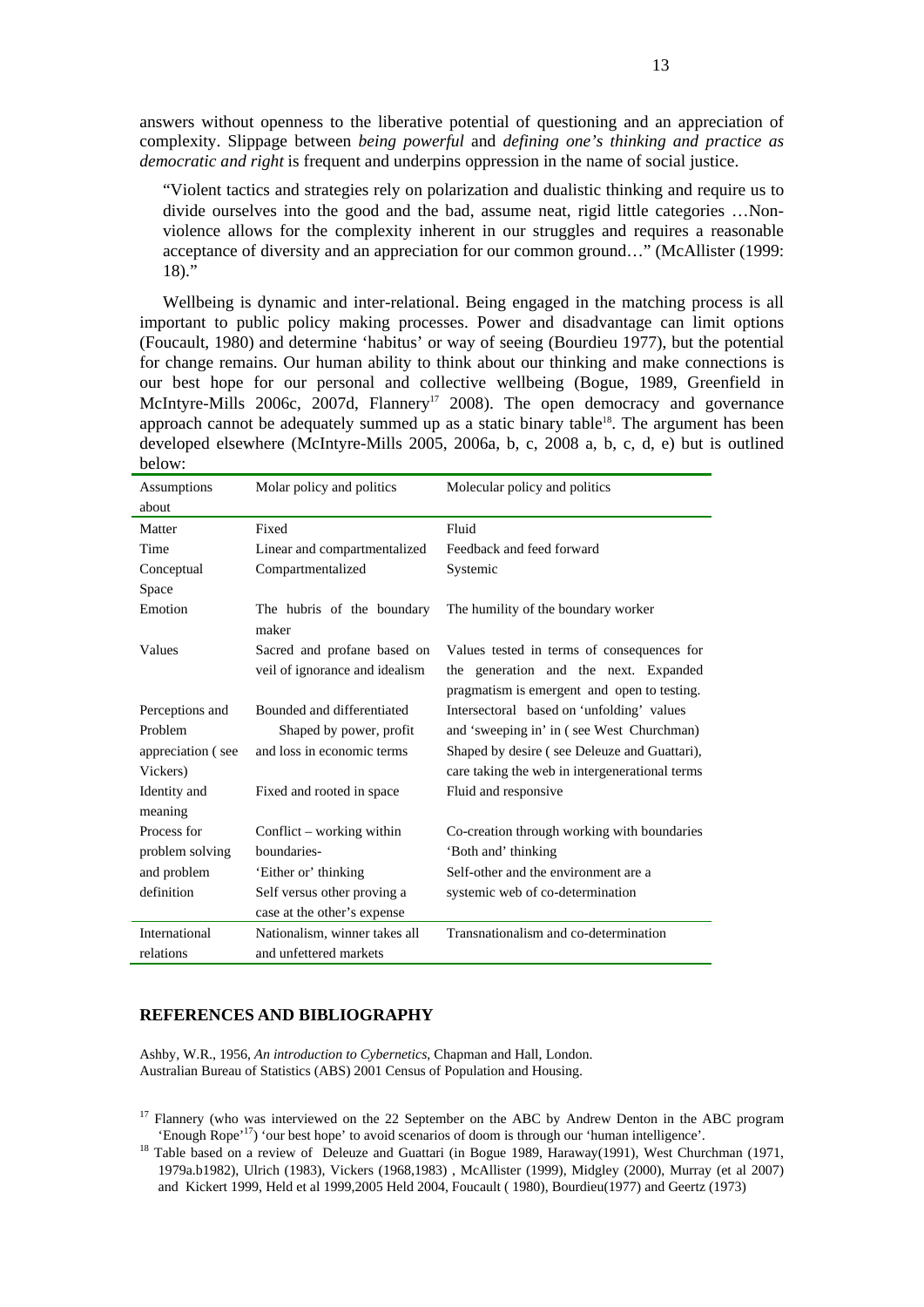answers without openness to the liberative potential of questioning and an appreciation of complexity. Slippage between *being powerful* and *defining one's thinking and practice as democratic and right* is frequent and underpins oppression in the name of social justice.

> "Violent tactics and strategies rely on polarization and dualistic thinking and require us to divide ourselves into the good and the bad, assume neat, rigid little categories …Non-violence allows for the complexity inherent in our struggles and requires a reasonable acceptance of diversity and an appreciation for our common ground…" (McAllister (1999: 18)."

Wellbeing is dynamic and inter-relational. Being engaged in the matching process is all important to public policy making processes. Power and disadvantage can limit options (Foucault, 1980) and determine 'habitus' or way of seeing (Bourdieu 1977), but the potential for change remains. Our human ability to think about our thinking and make connections is our best hope for our personal and collective wellbeing (Bogue, 1989, Greenfield in McIntyre-Mills 2006c, 2007d, Flannery[17] 2008). The open democracy and governance approach cannot be adequately summed up as a static binary table[18]. The argument has been developed elsewhere (McIntyre-Mills 2005, 2006a, b, c, 2008 a, b, c, d, e) but is outlined below:

| Assumptions about | Molar policy and politics | Molecular policy and politics |
|---|---|---|
| Matter | Fixed | Fluid |
| Time | Linear and compartmentalized | Feedback and feed forward |
| Conceptual Space | Compartmentalized | Systemic |
| Emotion | The hubris of the boundary maker | The humility of the boundary worker |
| Values | Sacred and profane based on veil of ignorance and idealism | Values tested in terms of consequences for the generation and the next. Expanded pragmatism is emergent and open to testing. |
| Perceptions and Problem appreciation ( see Vickers) | Bounded and differentiated Shaped by power, profit and loss in economic terms | Intersectoral based on 'unfolding' values and 'sweeping in' in ( see West Churchman) Shaped by desire ( see Deleuze and Guattari), care taking the web in intergenerational terms |
| Identity and meaning | Fixed and rooted in space | Fluid and responsive |
| Process for problem solving and problem definition | Conflict – working within boundaries- 'Either or' thinking Self versus other proving a case at the other's expense | Co-creation through working with boundaries 'Both and' thinking Self-other and the environment are a systemic web of co-determination |
| International relations | Nationalism, winner takes all and unfettered markets | Transnationalism and co-determination |

## REFERENCES AND BIBLIOGRAPHY

Ashby, W.R., 1956, *An introduction to Cybernetics*, Chapman and Hall, London.
Australian Bureau of Statistics (ABS) 2001 Census of Population and Housing.

[17] Flannery (who was interviewed on the 22 September on the ABC by Andrew Denton in the ABC program 'Enough Rope'[17]) 'our best hope' to avoid scenarios of doom is through our 'human intelligence'.

[18] Table based on a review of Deleuze and Guattari (in Bogue 1989, Haraway(1991), West Churchman (1971, 1979a.b1982), Ulrich (1983), Vickers (1968,1983) , McAllister (1999), Midgley (2000), Murray (et al 2007) and Kickert 1999, Held et al 1999,2005 Held 2004, Foucault ( 1980), Bourdieu(1977) and Geertz (1973)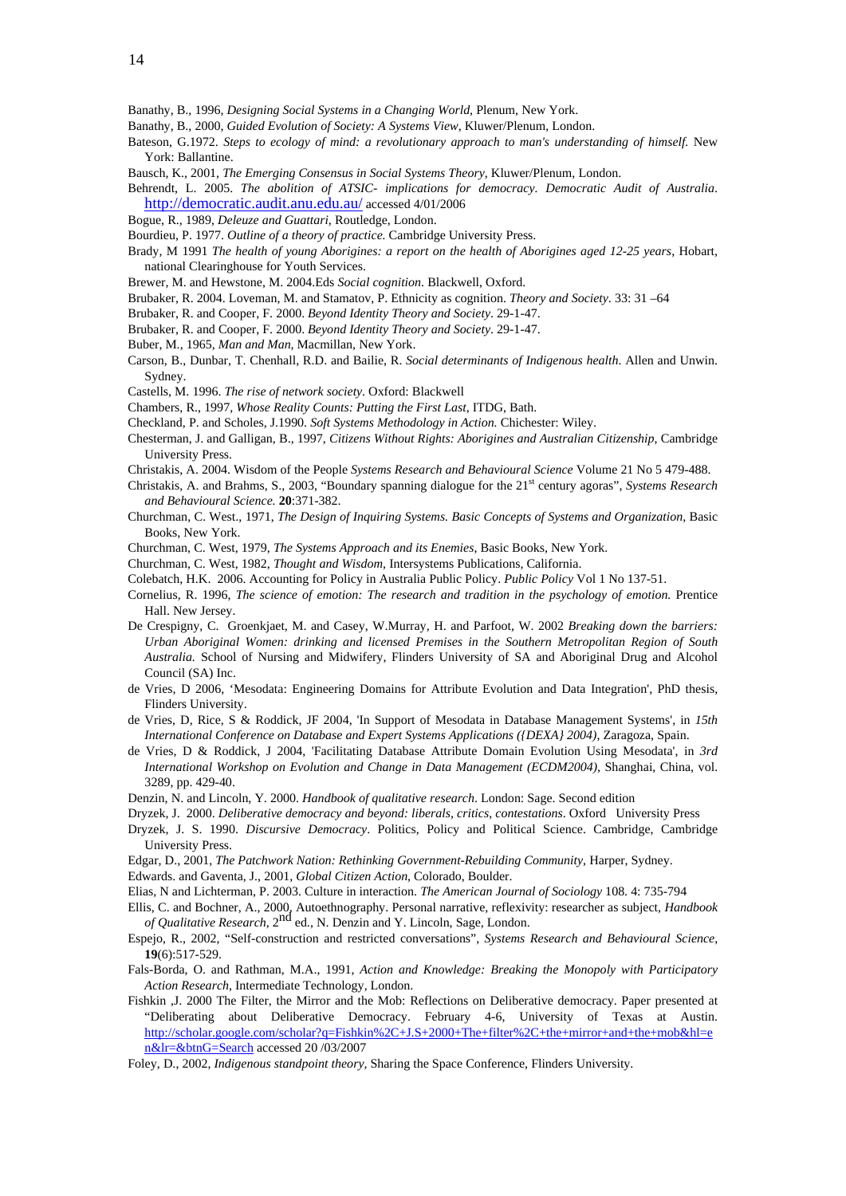Banathy, B., 1996, *Designing Social Systems in a Changing World*, Plenum, New York.

Banathy, B., 2000, *Guided Evolution of Society: A Systems View*, Kluwer/Plenum, London.

Bateson, G.1972. *Steps to ecology of mind: a revolutionary approach to man's understanding of himself.* New York: Ballantine.

Bausch, K., 2001, *The Emerging Consensus in Social Systems Theory*, Kluwer/Plenum, London.

Behrendt, L. 2005. *The abolition of ATSIC- implications for democracy. Democratic Audit of Australia*. http://democratic.audit.anu.edu.au/ accessed 4/01/2006

Bogue, R., 1989, *Deleuze and Guattari*, Routledge, London.

Bourdieu, P. 1977. *Outline of a theory of practice.* Cambridge University Press.

Brady, M 1991 *The health of young Aborigines: a report on the health of Aborigines aged 12-25 years*, Hobart, national Clearinghouse for Youth Services.

Brewer, M. and Hewstone, M. 2004.Eds *Social cognition*. Blackwell, Oxford.

Brubaker, R. 2004. Loveman, M. and Stamatov, P. Ethnicity as cognition. *Theory and Society*. 33: 31 –64

Brubaker, R. and Cooper, F. 2000. *Beyond Identity Theory and Society*. 29-1-47.

Brubaker, R. and Cooper, F. 2000. *Beyond Identity Theory and Society*. 29-1-47.

Buber, M., 1965, *Man and Man*, Macmillan, New York.

Carson, B., Dunbar, T. Chenhall, R.D. and Bailie, R. *Social determinants of Indigenous health*. Allen and Unwin. Sydney.

Castells, M. 1996. *The rise of network society*. Oxford: Blackwell

Chambers, R., 1997, *Whose Reality Counts: Putting the First Last*, ITDG, Bath.

Checkland, P. and Scholes, J.1990. *Soft Systems Methodology in Action.* Chichester: Wiley.

Chesterman, J. and Galligan, B., 1997, *Citizens Without Rights: Aborigines and Australian Citizenship*, Cambridge University Press.

Christakis, A. 2004. Wisdom of the People *Systems Research and Behavioural Science* Volume 21 No 5 479-488.

Christakis, A. and Brahms, S., 2003, "Boundary spanning dialogue for the 21st century agoras", *Systems Research and Behavioural Science.* **20**:371-382.

Churchman, C. West., 1971, *The Design of Inquiring Systems. Basic Concepts of Systems and Organization*, Basic Books, New York.

Churchman, C. West, 1979, *The Systems Approach and its Enemies*, Basic Books, New York.

Churchman, C. West, 1982, *Thought and Wisdom*, Intersystems Publications, California.

Colebatch, H.K. 2006. Accounting for Policy in Australia Public Policy. *Public Policy* Vol 1 No 137-51.

Cornelius, R. 1996, *The science of emotion: The research and tradition in the psychology of emotion.* Prentice Hall. New Jersey.

De Crespigny, C. Groenkjaet, M. and Casey, W.Murray, H. and Parfoot, W. 2002 *Breaking down the barriers: Urban Aboriginal Women: drinking and licensed Premises in the Southern Metropolitan Region of South Australia.* School of Nursing and Midwifery, Flinders University of SA and Aboriginal Drug and Alcohol Council (SA) Inc.

de Vries, D 2006, 'Mesodata: Engineering Domains for Attribute Evolution and Data Integration', PhD thesis, Flinders University.

de Vries, D, Rice, S & Roddick, JF 2004, 'In Support of Mesodata in Database Management Systems', in *15th International Conference on Database and Expert Systems Applications ({DEXA} 2004)*, Zaragoza, Spain.

de Vries, D & Roddick, J 2004, 'Facilitating Database Attribute Domain Evolution Using Mesodata', in *3rd International Workshop on Evolution and Change in Data Management (ECDM2004)*, Shanghai, China, vol. 3289, pp. 429-40.

Denzin, N. and Lincoln, Y. 2000. *Handbook of qualitative research*. London: Sage. Second edition

Dryzek, J. 2000. *Deliberative democracy and beyond: liberals, critics, contestations*. Oxford University Press

Dryzek, J. S. 1990. *Discursive Democracy*. Politics, Policy and Political Science. Cambridge, Cambridge University Press.

Edgar, D., 2001, *The Patchwork Nation: Rethinking Government-Rebuilding Community*, Harper, Sydney.

Edwards. and Gaventa, J., 2001, *Global Citizen Action*, Colorado, Boulder.

Elias, N and Lichterman, P. 2003. Culture in interaction. *The American Journal of Sociology* 108. 4: 735-794

Ellis, C. and Bochner, A., 2000, Autoethnography. Personal narrative, reflexivity: researcher as subject, *Handbook of Qualitative Research*, 2nd ed., N. Denzin and Y. Lincoln, Sage, London.

Espejo, R., 2002, "Self-construction and restricted conversations", *Systems Research and Behavioural Science*, **19**(6):517-529.

Fals-Borda, O. and Rathman, M.A., 1991, *Action and Knowledge: Breaking the Monopoly with Participatory Action Research*, Intermediate Technology, London.

Fishkin ,J. 2000 The Filter, the Mirror and the Mob: Reflections on Deliberative democracy. Paper presented at "Deliberating about Deliberative Democracy. February 4-6, University of Texas at Austin. http://scholar.google.com/scholar?q=Fishkin%2C+J.S+2000+The+filter%2C+the+mirror+and+the+mob&hl=en&lr=&btnG=Search accessed 20 /03/2007

Foley, D., 2002, *Indigenous standpoint theory*, Sharing the Space Conference, Flinders University.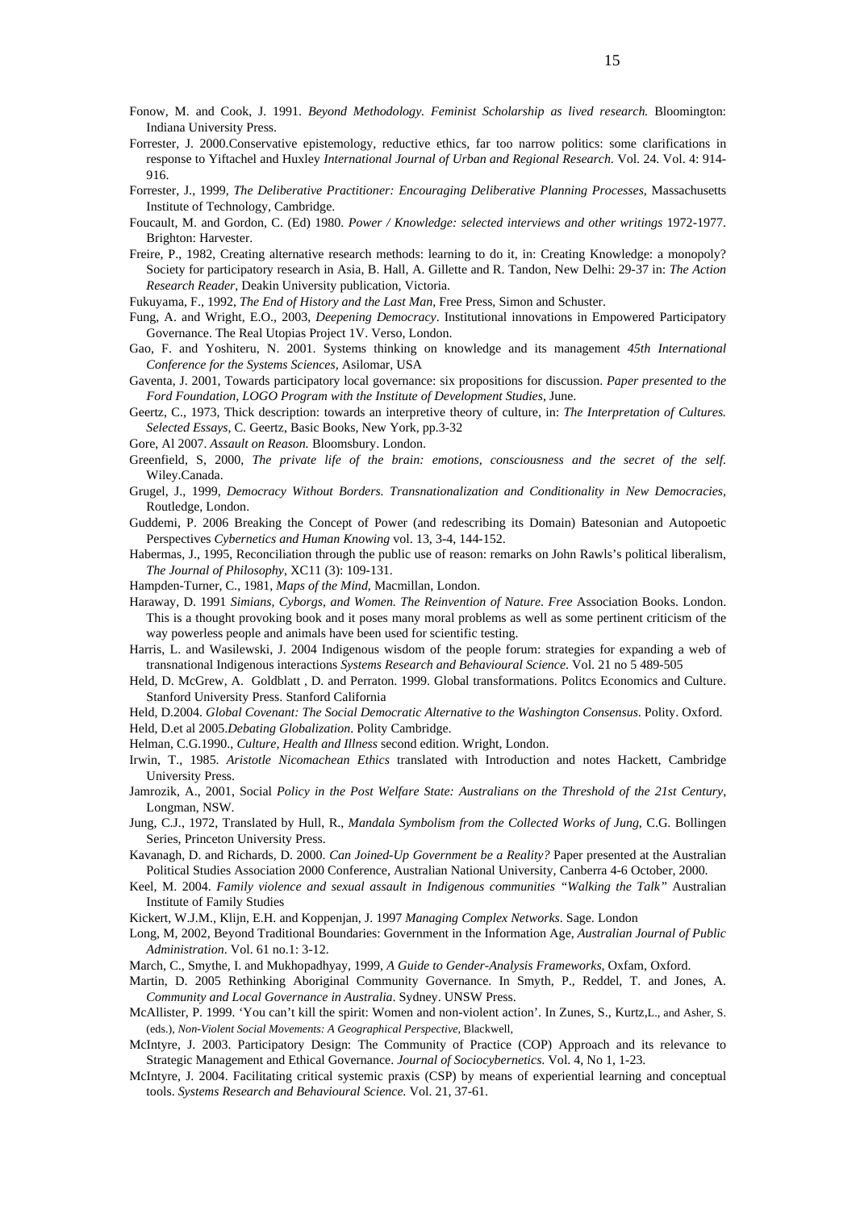Fonow, M. and Cook, J. 1991. *Beyond Methodology. Feminist Scholarship as lived research.* Bloomington: Indiana University Press.

Forrester, J. 2000.Conservative epistemology, reductive ethics, far too narrow politics: some clarifications in response to Yiftachel and Huxley *International Journal of Urban and Regional Research.* Vol. 24. Vol. 4: 914-916.

Forrester, J., 1999, *The Deliberative Practitioner: Encouraging Deliberative Planning Processes,* Massachusetts Institute of Technology, Cambridge.

Foucault, M. and Gordon, C. (Ed) 1980. *Power / Knowledge: selected interviews and other writings* 1972-1977. Brighton: Harvester.

Freire, P., 1982, Creating alternative research methods: learning to do it, in: Creating Knowledge: a monopoly? Society for participatory research in Asia, B. Hall, A. Gillette and R. Tandon, New Delhi: 29-37 in: *The Action Research Reader*, Deakin University publication, Victoria.

Fukuyama, F., 1992, *The End of History and the Last Man*, Free Press, Simon and Schuster.

Fung, A. and Wright, E.O., 2003, *Deepening Democracy*. Institutional innovations in Empowered Participatory Governance. The Real Utopias Project 1V. Verso, London.

Gao, F. and Yoshiteru, N. 2001. Systems thinking on knowledge and its management *45th International Conference for the Systems Sciences,* Asilomar, USA

Gaventa, J. 2001, Towards participatory local governance: six propositions for discussion. *Paper presented to the Ford Foundation, LOGO Program with the Institute of Development Studies*, June.

Geertz, C., 1973, Thick description: towards an interpretive theory of culture, in: *The Interpretation of Cultures. Selected Essays*, C. Geertz, Basic Books, New York, pp.3-32

Gore, Al 2007. *Assault on Reason.* Bloomsbury. London.

Greenfield, S, 2000, *The private life of the brain: emotions, consciousness and the secret of the self.* Wiley.Canada.

Grugel, J., 1999, *Democracy Without Borders. Transnationalization and Conditionality in New Democracies,* Routledge, London.

Guddemi, P. 2006 Breaking the Concept of Power (and redescribing its Domain) Batesonian and Autopoetic Perspectives *Cybernetics and Human Knowing* vol. 13, 3-4, 144-152.

Habermas, J., 1995, Reconciliation through the public use of reason: remarks on John Rawls's political liberalism, *The Journal of Philosophy*, XC11 (3): 109-131.

Hampden-Turner, C., 1981, *Maps of the Mind*, Macmillan, London.

Haraway, D. 1991 *Simians, Cyborgs, and Women. The Reinvention of Nature. Free* Association Books. London. This is a thought provoking book and it poses many moral problems as well as some pertinent criticism of the way powerless people and animals have been used for scientific testing.

Harris, L. and Wasilewski, J. 2004 Indigenous wisdom of the people forum: strategies for expanding a web of transnational Indigenous interactions *Systems Research and Behavioural Science*. Vol. 21 no 5 489-505

Held, D. McGrew, A. Goldblatt , D. and Perraton. 1999. Global transformations. Politcs Economics and Culture. Stanford University Press. Stanford California

Held, D.2004. *Global Covenant: The Social Democratic Alternative to the Washington Consensus*. Polity. Oxford.

Held, D.et al 2005.*Debating Globalization*. Polity Cambridge.

Helman, C.G.1990., *Culture, Health and Illness* second edition. Wright, London.

Irwin, T., 1985. *Aristotle Nicomachean Ethics* translated with Introduction and notes Hackett, Cambridge University Press.

Jamrozik, A., 2001, Social *Policy in the Post Welfare State: Australians on the Threshold of the 21st Century*, Longman, NSW.

Jung, C.J., 1972, Translated by Hull, R., *Mandala Symbolism from the Collected Works of Jung,* C.G. Bollingen Series, Princeton University Press.

Kavanagh, D. and Richards, D. 2000. *Can Joined-Up Government be a Reality?* Paper presented at the Australian Political Studies Association 2000 Conference, Australian National University, Canberra 4-6 October, 2000.

Keel, M. 2004. *Family violence and sexual assault in Indigenous communities "Walking the Talk"* Australian Institute of Family Studies

Kickert, W.J.M., Klijn, E.H. and Koppenjan, J. 1997 *Managing Complex Networks*. Sage. London

Long, M, 2002, Beyond Traditional Boundaries: Government in the Information Age, *Australian Journal of Public Administration*. Vol. 61 no.1: 3-12.

March, C., Smythe, I. and Mukhopadhyay, 1999, *A Guide to Gender-Analysis Frameworks*, Oxfam, Oxford.

Martin, D. 2005 Rethinking Aboriginal Community Governance. In Smyth, P., Reddel, T. and Jones, A. *Community and Local Governance in Australia*. Sydney. UNSW Press.

McAllister, P. 1999. 'You can't kill the spirit: Women and non-violent action'. In Zunes, S., Kurtz,L., and Asher, S. (eds.), *Non-Violent Social Movements: A Geographical Perspective*, Blackwell,

McIntyre, J. 2003. Participatory Design: The Community of Practice (COP) Approach and its relevance to Strategic Management and Ethical Governance. *Journal of Sociocybernetics*. Vol. 4, No 1, 1-23.

McIntyre, J. 2004. Facilitating critical systemic praxis (CSP) by means of experiential learning and conceptual tools. *Systems Research and Behavioural Science.* Vol. 21, 37-61.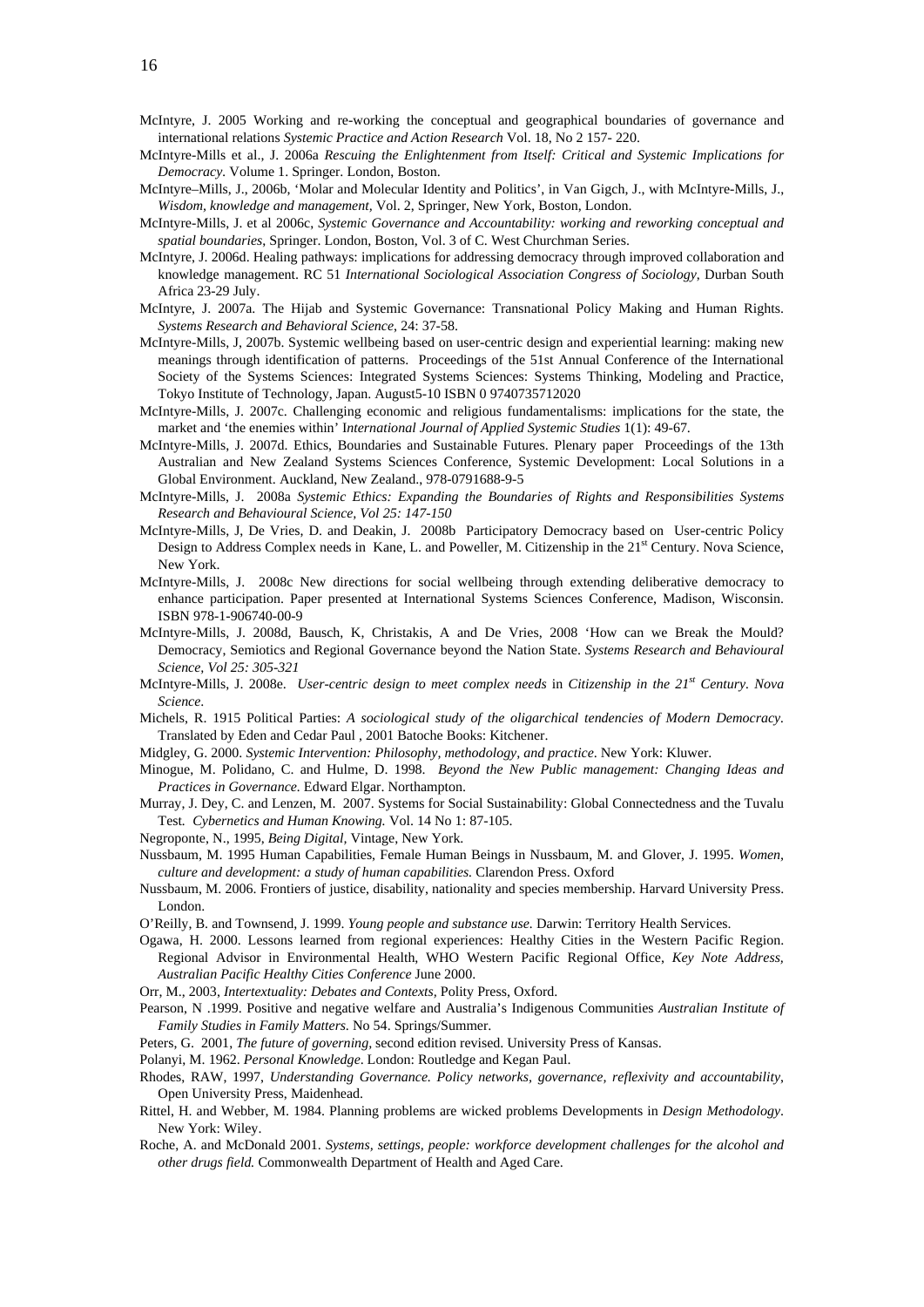McIntyre, J. 2005 Working and re-working the conceptual and geographical boundaries of governance and international relations *Systemic Practice and Action Research* Vol. 18, No 2 157- 220.

McIntyre-Mills et al., J. 2006a *Rescuing the Enlightenment from Itself: Critical and Systemic Implications for Democracy.* Volume 1. Springer. London, Boston.

McIntyre–Mills, J., 2006b, 'Molar and Molecular Identity and Politics', in Van Gigch, J., with McIntyre-Mills, J., *Wisdom, knowledge and management,* Vol. 2, Springer, New York, Boston, London.

McIntyre-Mills, J. et al 2006c, *Systemic Governance and Accountability: working and reworking conceptual and spatial boundaries*, Springer. London, Boston, Vol. 3 of C. West Churchman Series.

McIntyre, J. 2006d. Healing pathways: implications for addressing democracy through improved collaboration and knowledge management. RC 51 *International Sociological Association Congress of Sociology*, Durban South Africa 23-29 July.

McIntyre, J. 2007a. The Hijab and Systemic Governance: Transnational Policy Making and Human Rights. *Systems Research and Behavioral Science*, 24: 37-58.

McIntyre-Mills, J, 2007b. Systemic wellbeing based on user-centric design and experiential learning: making new meanings through identification of patterns. Proceedings of the 51st Annual Conference of the International Society of the Systems Sciences: Integrated Systems Sciences: Systems Thinking, Modeling and Practice, Tokyo Institute of Technology, Japan. August5-10 ISBN 0 9740735712020

McIntyre-Mills, J. 2007c. Challenging economic and religious fundamentalisms: implications for the state, the market and 'the enemies within' I*nternational Journal of Applied Systemic Studies* 1(1): 49-67.

McIntyre-Mills, J. 2007d. Ethics, Boundaries and Sustainable Futures. Plenary paper Proceedings of the 13th Australian and New Zealand Systems Sciences Conference, Systemic Development: Local Solutions in a Global Environment. Auckland, New Zealand., 978-0791688-9-5

McIntyre-Mills, J. 2008a *Systemic Ethics: Expanding the Boundaries of Rights and Responsibilities Systems Research and Behavioural Science, Vol 25: 147-150*

McIntyre-Mills, J, De Vries, D. and Deakin, J. 2008b Participatory Democracy based on User-centric Policy Design to Address Complex needs in Kane, L. and Poweller, M. Citizenship in the 21st Century. Nova Science, New York.

McIntyre-Mills, J. 2008c New directions for social wellbeing through extending deliberative democracy to enhance participation. Paper presented at International Systems Sciences Conference, Madison, Wisconsin. ISBN 978-1-906740-00-9

McIntyre-Mills, J. 2008d, Bausch, K, Christakis, A and De Vries, 2008 'How can we Break the Mould? Democracy, Semiotics and Regional Governance beyond the Nation State. *Systems Research and Behavioural Science, Vol 25: 305-321*

McIntyre-Mills, J. 2008e. *User-centric design to meet complex needs* in *Citizenship in the 21st Century. Nova Science*.

Michels, R. 1915 Political Parties: *A sociological study of the oligarchical tendencies of Modern Democracy.* Translated by Eden and Cedar Paul , 2001 Batoche Books: Kitchener.

Midgley, G. 2000. *Systemic Intervention: Philosophy, methodology, and practice*. New York: Kluwer.

Minogue, M. Polidano, C. and Hulme, D. 1998. *Beyond the New Public management: Changing Ideas and Practices in Governance.* Edward Elgar. Northampton.

Murray, J. Dey, C. and Lenzen, M. 2007. Systems for Social Sustainability: Global Connectedness and the Tuvalu Test*. Cybernetics and Human Knowing.* Vol. 14 No 1: 87-105.

Negroponte, N., 1995, *Being Digital*, Vintage, New York.

Nussbaum, M. 1995 Human Capabilities, Female Human Beings in Nussbaum, M. and Glover, J. 1995. *Women, culture and development: a study of human capabilities.* Clarendon Press. Oxford

Nussbaum, M. 2006. Frontiers of justice, disability, nationality and species membership. Harvard University Press. London.

O'Reilly, B. and Townsend, J. 1999. *Young people and substance use*. Darwin: Territory Health Services.

Ogawa, H. 2000. Lessons learned from regional experiences: Healthy Cities in the Western Pacific Region. Regional Advisor in Environmental Health, WHO Western Pacific Regional Office, *Key Note Address, Australian Pacific Healthy Cities Conference* June 2000.

Orr, M., 2003, *Intertextuality: Debates and Contexts,* Polity Press, Oxford.

Pearson, N .1999. Positive and negative welfare and Australia's Indigenous Communities *Australian Institute of Family Studies in Family Matters.* No 54. Springs/Summer.

Peters, G. 2001, *The future of governing,* second edition revised. University Press of Kansas.

Polanyi, M. 1962. *Personal Knowledge*. London: Routledge and Kegan Paul.

Rhodes, RAW, 1997, *Understanding Governance. Policy networks, governance, reflexivity and accountability*, Open University Press, Maidenhead.

Rittel, H. and Webber, M. 1984. Planning problems are wicked problems Developments in *Design Methodology*. New York: Wiley.

Roche, A. and McDonald 2001. *Systems, settings, people: workforce development challenges for the alcohol and other drugs field.* Commonwealth Department of Health and Aged Care.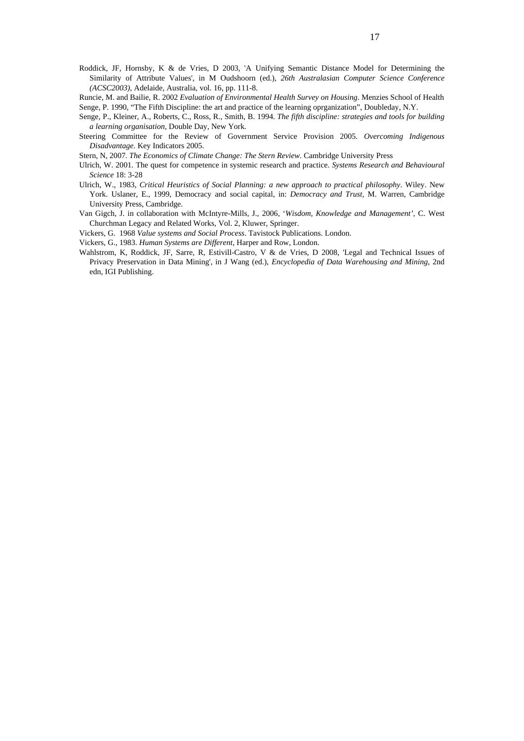Roddick, JF, Hornsby, K & de Vries, D 2003, 'A Unifying Semantic Distance Model for Determining the Similarity of Attribute Values', in M Oudshoorn (ed.), *26th Australasian Computer Science Conference (ACSC2003)*, Adelaide, Australia, vol. 16, pp. 111-8.

Runcie, M. and Bailie, R. 2002 *Evaluation of Environmental Health Survey on Housing*. Menzies School of Health

Senge, P. 1990, "The Fifth Discipline: the art and practice of the learning oprganization", Doubleday, N.Y.

Senge, P., Kleiner, A., Roberts, C., Ross, R., Smith, B. 1994. *The fifth discipline: strategies and tools for building a learning organisation*, Double Day, New York.

Steering Committee for the Review of Government Service Provision 2005. *Overcoming Indigenous Disadvantage.* Key Indicators 2005.

Stern, N, 2007. *The Economics of Climate Change: The Stern Review*. Cambridge University Press

Ulrich, W. 2001. The quest for competence in systemic research and practice. *Systems Research and Behavioural Science* 18: 3-28

Ulrich, W., 1983, *Critical Heuristics of Social Planning: a new approach to practical philosophy*. Wiley. New York. Uslaner, E., 1999, Democracy and social capital, in: *Democracy and Trust,* M. Warren, Cambridge University Press, Cambridge.

Van Gigch, J. in collaboration with McIntyre-Mills, J., 2006, '*Wisdom, Knowledge and Management'*, C. West Churchman Legacy and Related Works, Vol. 2, Kluwer, Springer.

Vickers, G. 1968 *Value systems and Social Process*. Tavistock Publications. London.

Vickers, G., 1983. *Human Systems are Different*, Harper and Row, London.

Wahlstrom, K, Roddick, JF, Sarre, R, Estivill-Castro, V & de Vries, D 2008, 'Legal and Technical Issues of Privacy Preservation in Data Mining', in J Wang (ed.), *Encyclopedia of Data Warehousing and Mining*, 2nd edn, IGI Publishing.